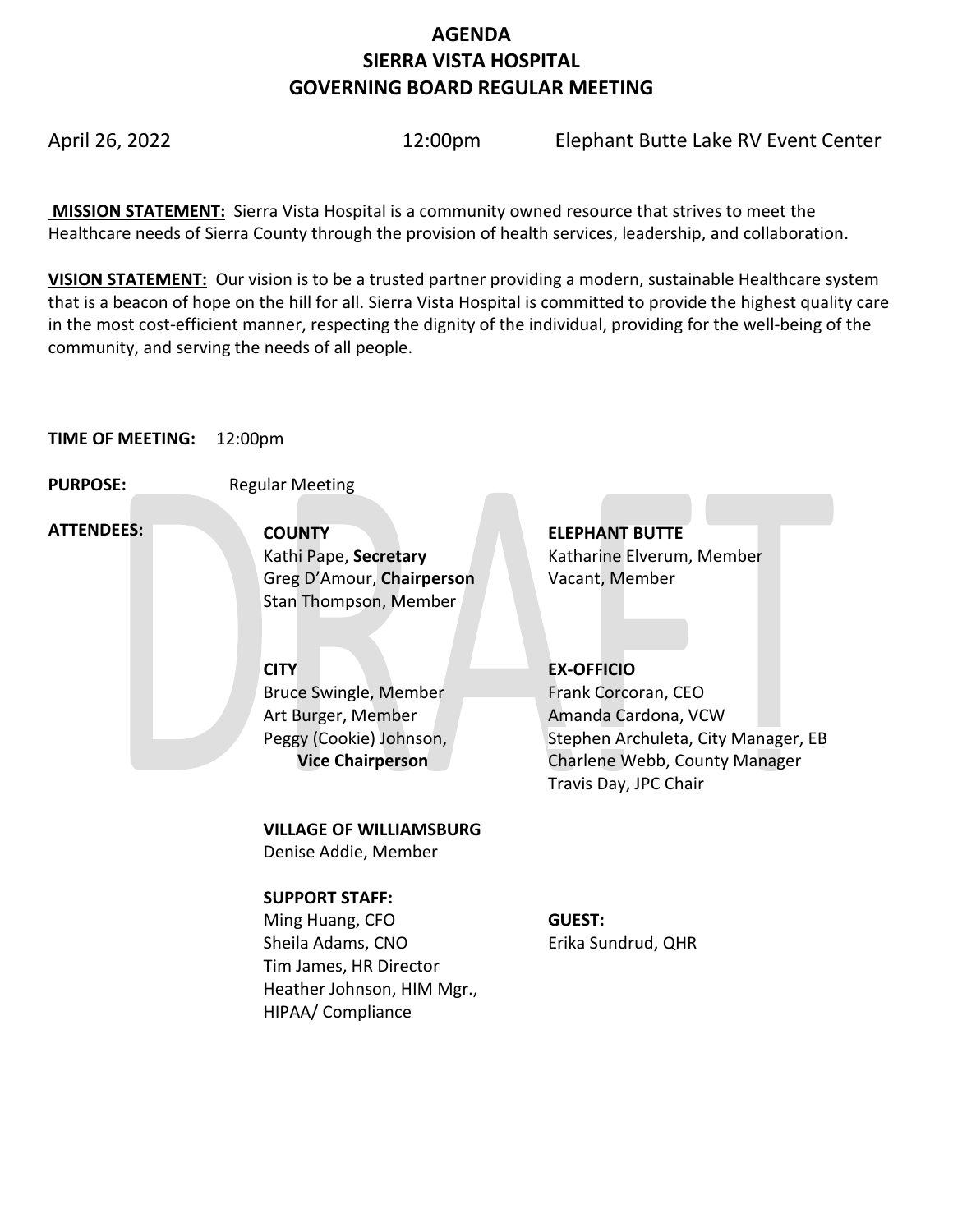# AGENDA
# SIERRA VISTA HOSPITAL
# GOVERNING BOARD REGULAR MEETING

April 26, 2022 12:00pm Elephant Butte Lake RV Event Center

**MISSION STATEMENT:** Sierra Vista Hospital is a community owned resource that strives to meet the Healthcare needs of Sierra County through the provision of health services, leadership, and collaboration.

**VISION STATEMENT:** Our vision is to be a trusted partner providing a modern, sustainable Healthcare system that is a beacon of hope on the hill for all. Sierra Vista Hospital is committed to provide the highest quality care in the most cost-efficient manner, respecting the dignity of the individual, providing for the well-being of the community, and serving the needs of all people.

**TIME OF MEETING:** 12:00pm

**PURPOSE:** Regular Meeting

**ATTENDEES:**

**COUNTY**
Kathi Pape, **Secretary**
Greg D'Amour, **Chairperson**
Stan Thompson, Member

**ELEPHANT BUTTE**
Katharine Elverum, Member
Vacant, Member

**CITY**
Bruce Swingle, Member
Art Burger, Member
Peggy (Cookie) Johnson, **Vice Chairperson**

**EX-OFFICIO**
Frank Corcoran, CEO
Amanda Cardona, VCW
Stephen Archuleta, City Manager, EB
Charlene Webb, County Manager
Travis Day, JPC Chair

**VILLAGE OF WILLIAMSBURG**
Denise Addie, Member

**SUPPORT STAFF:**
Ming Huang, CFO
Sheila Adams, CNO
Tim James, HR Director
Heather Johnson, HIM Mgr., HIPAA/ Compliance

**GUEST:**
Erika Sundrud, QHR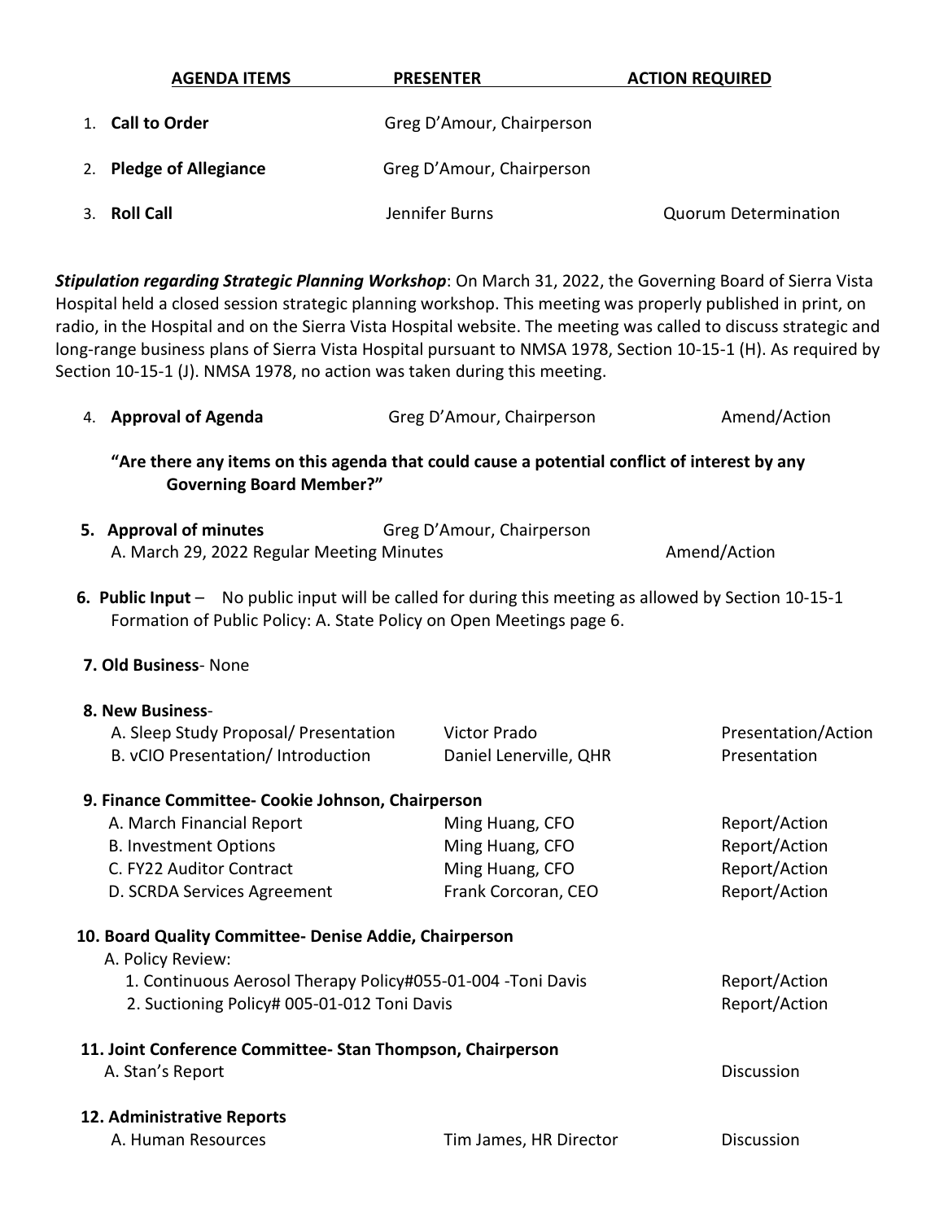| AGENDA ITEMS | PRESENTER | ACTION REQUIRED |
|---|---|---|
| 1. **Call to Order** | Greg D'Amour, Chairperson | |
| 2. **Pledge of Allegiance** | Greg D'Amour, Chairperson | |
| 3. **Roll Call** | Jennifer Burns | Quorum Determination |

***Stipulation regarding Strategic Planning Workshop***: On March 31, 2022, the Governing Board of Sierra Vista Hospital held a closed session strategic planning workshop. This meeting was properly published in print, on radio, in the Hospital and on the Sierra Vista Hospital website. The meeting was called to discuss strategic and long-range business plans of Sierra Vista Hospital pursuant to NMSA 1978, Section 10-15-1 (H). As required by Section 10-15-1 (J). NMSA 1978, no action was taken during this meeting.

| | | |
|---|---|---|
| 4. **Approval of Agenda** | Greg D'Amour, Chairperson | Amend/Action |

**"Are there any items on this agenda that could cause a potential conflict of interest by any Governing Board Member?"**

| | | |
|---|---|---|
| **5. Approval of minutes** | Greg D'Amour, Chairperson | |
| A. March 29, 2022 Regular Meeting Minutes | | Amend/Action |

**6. Public Input** – No public input will be called for during this meeting as allowed by Section 10-15-1 Formation of Public Policy: A. State Policy on Open Meetings page 6.

**7. Old Business**- None

| **8. New Business**- | | |
|---|---|---|
| A. Sleep Study Proposal/ Presentation | Victor Prado | Presentation/Action |
| B. vCIO Presentation/ Introduction | Daniel Lenerville, QHR | Presentation |

| **9. Finance Committee- Cookie Johnson, Chairperson** | | |
|---|---|---|
| A. March Financial Report | Ming Huang, CFO | Report/Action |
| B. Investment Options | Ming Huang, CFO | Report/Action |
| C. FY22 Auditor Contract | Ming Huang, CFO | Report/Action |
| D. SCRDA Services Agreement | Frank Corcoran, CEO | Report/Action |

| **10. Board Quality Committee- Denise Addie, Chairperson** | |
|---|---|
| A. Policy Review: | |
| 1. Continuous Aerosol Therapy Policy#055-01-004 -Toni Davis | Report/Action |
| 2. Suctioning Policy# 005-01-012 Toni Davis | Report/Action |

| **11. Joint Conference Committee- Stan Thompson, Chairperson** | |
|---|---|
| A. Stan's Report | Discussion |

| **12. Administrative Reports** | | |
|---|---|---|
| A. Human Resources | Tim James, HR Director | Discussion |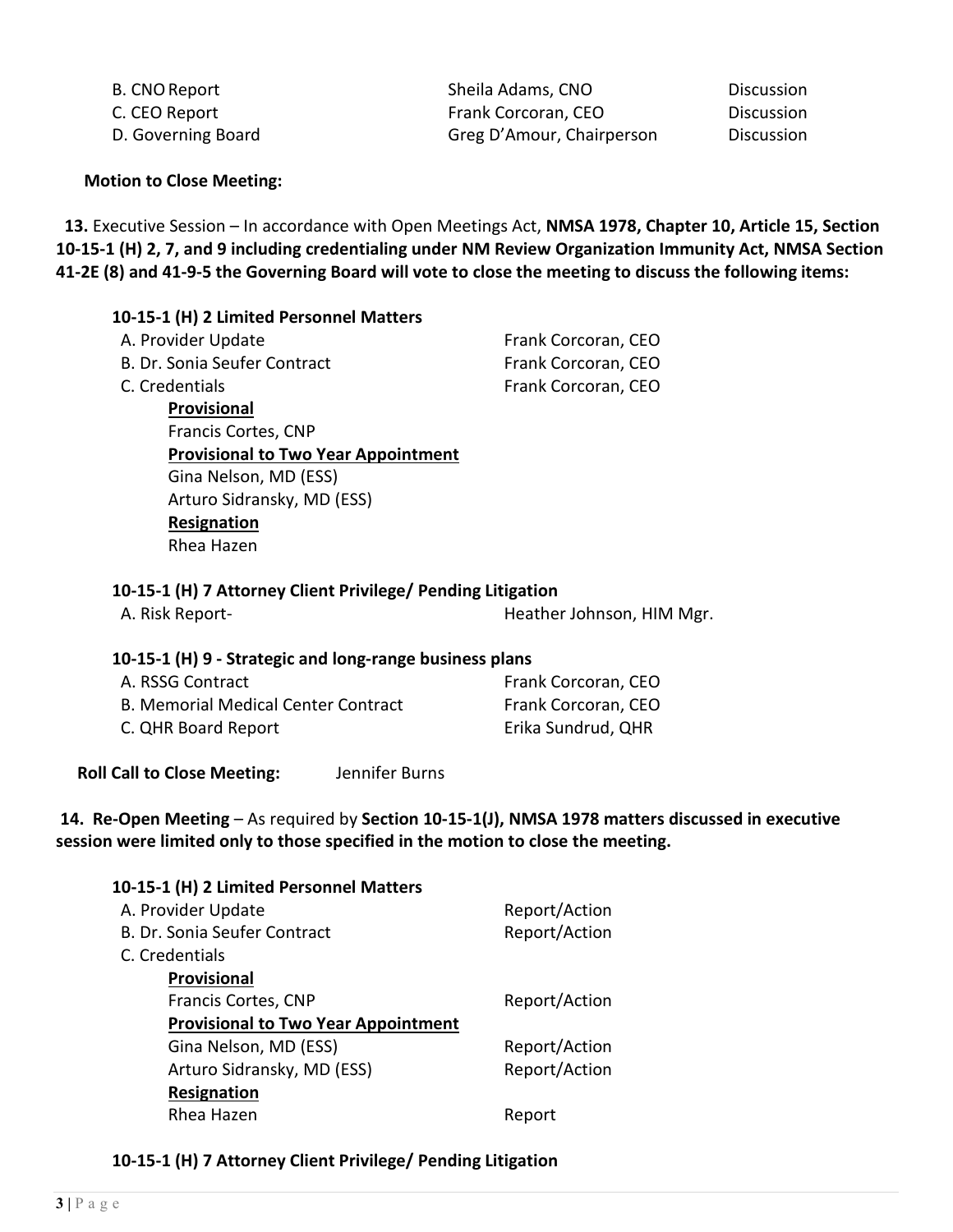| | | |
|---|---|---|
| B. CNO Report | Sheila Adams, CNO | Discussion |
| C. CEO Report | Frank Corcoran, CEO | Discussion |
| D. Governing Board | Greg D'Amour, Chairperson | Discussion |

**Motion to Close Meeting:**

**13.** Executive Session – In accordance with Open Meetings Act, **NMSA 1978, Chapter 10, Article 15, Section 10-15-1 (H) 2, 7, and 9 including credentialing under NM Review Organization Immunity Act, NMSA Section 41-2E (8) and 41-9-5 the Governing Board will vote to close the meeting to discuss the following items:**

**10-15-1 (H) 2 Limited Personnel Matters**

| | |
|---|---|
| A. Provider Update | Frank Corcoran, CEO |
| B. Dr. Sonia Seufer Contract | Frank Corcoran, CEO |
| C. Credentials | Frank Corcoran, CEO |

**Provisional**
Francis Cortes, CNP
**Provisional to Two Year Appointment**
Gina Nelson, MD (ESS)
Arturo Sidransky, MD (ESS)
**Resignation**
Rhea Hazen

**10-15-1 (H) 7 Attorney Client Privilege/ Pending Litigation**

| | |
|---|---|
| A. Risk Report- | Heather Johnson, HIM Mgr. |

**10-15-1 (H) 9 - Strategic and long-range business plans**

| | |
|---|---|
| A. RSSG Contract | Frank Corcoran, CEO |
| B. Memorial Medical Center Contract | Frank Corcoran, CEO |
| C. QHR Board Report | Erika Sundrud, QHR |

**Roll Call to Close Meeting:** Jennifer Burns

**14. Re-Open Meeting** – As required by **Section 10-15-1(J), NMSA 1978 matters discussed in executive session were limited only to those specified in the motion to close the meeting.**

**10-15-1 (H) 2 Limited Personnel Matters**

| | |
|---|---|
| A. Provider Update | Report/Action |
| B. Dr. Sonia Seufer Contract | Report/Action |
| C. Credentials | |
| **Provisional** | |
| Francis Cortes, CNP | Report/Action |
| **Provisional to Two Year Appointment** | |
| Gina Nelson, MD (ESS) | Report/Action |
| Arturo Sidransky, MD (ESS) | Report/Action |
| **Resignation** | |
| Rhea Hazen | Report |

**10-15-1 (H) 7 Attorney Client Privilege/ Pending Litigation**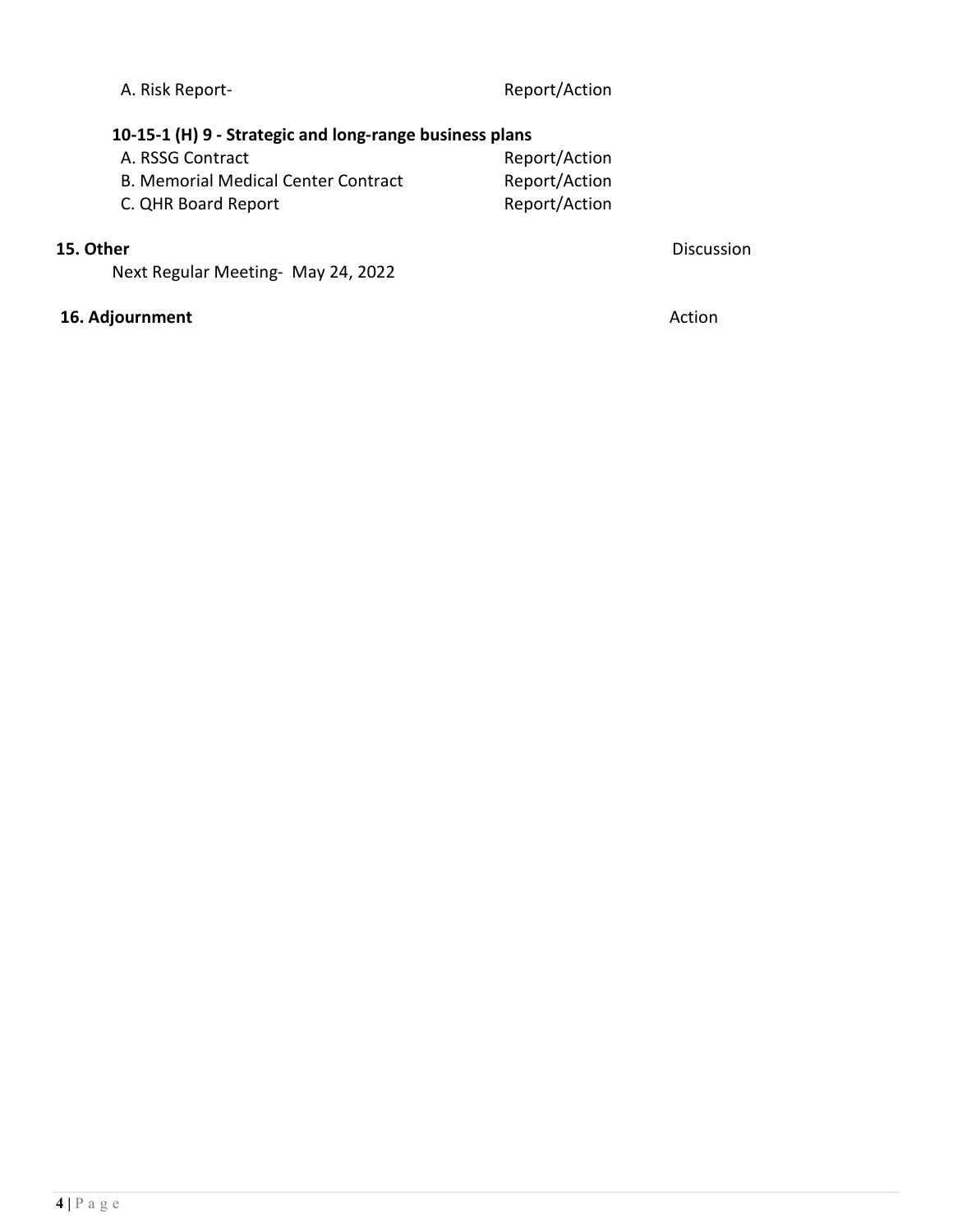A. Risk Report- Report/Action

**10-15-1 (H) 9 - Strategic and long-range business plans**

A. RSSG Contract Report/Action

B. Memorial Medical Center Contract Report/Action

C. QHR Board Report Report/Action

**15. Other** Discussion

Next Regular Meeting- May 24, 2022

**16. Adjournment** Action